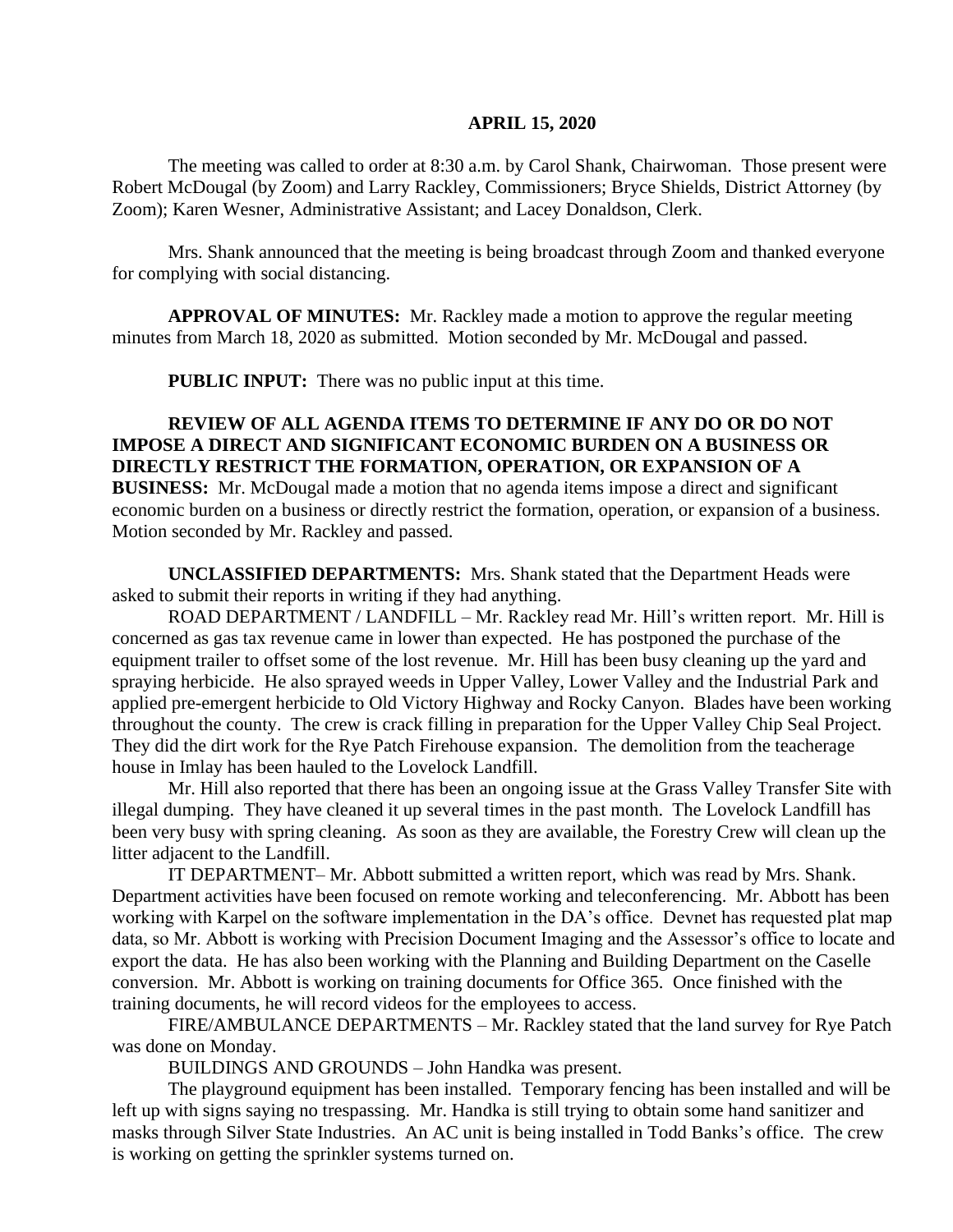**APRIL 15, 2020**

The meeting was called to order at 8:30 a.m. by Carol Shank, Chairwoman. Those present were Robert McDougal (by Zoom) and Larry Rackley, Commissioners; Bryce Shields, District Attorney (by Zoom); Karen Wesner, Administrative Assistant; and Lacey Donaldson, Clerk.

Mrs. Shank announced that the meeting is being broadcast through Zoom and thanked everyone for complying with social distancing.

**APPROVAL OF MINUTES:** Mr. Rackley made a motion to approve the regular meeting minutes from March 18, 2020 as submitted. Motion seconded by Mr. McDougal and passed.

**PUBLIC INPUT:** There was no public input at this time.

**REVIEW OF ALL AGENDA ITEMS TO DETERMINE IF ANY DO OR DO NOT IMPOSE A DIRECT AND SIGNIFICANT ECONOMIC BURDEN ON A BUSINESS OR DIRECTLY RESTRICT THE FORMATION, OPERATION, OR EXPANSION OF A BUSINESS:** Mr. McDougal made a motion that no agenda items impose a direct and significant economic burden on a business or directly restrict the formation, operation, or expansion of a business. Motion seconded by Mr. Rackley and passed.

**UNCLASSIFIED DEPARTMENTS:** Mrs. Shank stated that the Department Heads were asked to submit their reports in writing if they had anything.

ROAD DEPARTMENT / LANDFILL – Mr. Rackley read Mr. Hill's written report. Mr. Hill is concerned as gas tax revenue came in lower than expected. He has postponed the purchase of the equipment trailer to offset some of the lost revenue. Mr. Hill has been busy cleaning up the yard and spraying herbicide. He also sprayed weeds in Upper Valley, Lower Valley and the Industrial Park and applied pre-emergent herbicide to Old Victory Highway and Rocky Canyon. Blades have been working throughout the county. The crew is crack filling in preparation for the Upper Valley Chip Seal Project. They did the dirt work for the Rye Patch Firehouse expansion. The demolition from the teacherage house in Imlay has been hauled to the Lovelock Landfill.

Mr. Hill also reported that there has been an ongoing issue at the Grass Valley Transfer Site with illegal dumping. They have cleaned it up several times in the past month. The Lovelock Landfill has been very busy with spring cleaning. As soon as they are available, the Forestry Crew will clean up the litter adjacent to the Landfill.

IT DEPARTMENT– Mr. Abbott submitted a written report, which was read by Mrs. Shank. Department activities have been focused on remote working and teleconferencing. Mr. Abbott has been working with Karpel on the software implementation in the DA's office. Devnet has requested plat map data, so Mr. Abbott is working with Precision Document Imaging and the Assessor's office to locate and export the data. He has also been working with the Planning and Building Department on the Caselle conversion. Mr. Abbott is working on training documents for Office 365. Once finished with the training documents, he will record videos for the employees to access.

FIRE/AMBULANCE DEPARTMENTS – Mr. Rackley stated that the land survey for Rye Patch was done on Monday.

BUILDINGS AND GROUNDS – John Handka was present.

The playground equipment has been installed. Temporary fencing has been installed and will be left up with signs saying no trespassing. Mr. Handka is still trying to obtain some hand sanitizer and masks through Silver State Industries. An AC unit is being installed in Todd Banks's office. The crew is working on getting the sprinkler systems turned on.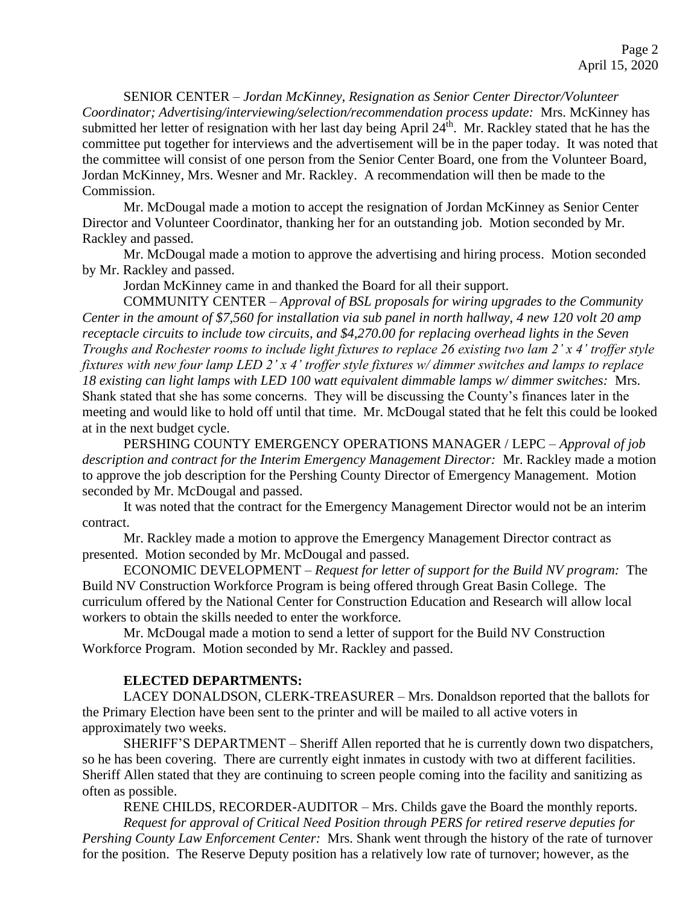SENIOR CENTER – *Jordan McKinney, Resignation as Senior Center Director/Volunteer Coordinator; Advertising/interviewing/selection/recommendation process update:* Mrs. McKinney has submitted her letter of resignation with her last day being April 24th. Mr. Rackley stated that he has the committee put together for interviews and the advertisement will be in the paper today. It was noted that the committee will consist of one person from the Senior Center Board, one from the Volunteer Board, Jordan McKinney, Mrs. Wesner and Mr. Rackley. A recommendation will then be made to the Commission.

Mr. McDougal made a motion to accept the resignation of Jordan McKinney as Senior Center Director and Volunteer Coordinator, thanking her for an outstanding job. Motion seconded by Mr. Rackley and passed.

Mr. McDougal made a motion to approve the advertising and hiring process. Motion seconded by Mr. Rackley and passed.

Jordan McKinney came in and thanked the Board for all their support.

COMMUNITY CENTER – *Approval of BSL proposals for wiring upgrades to the Community Center in the amount of $7,560 for installation via sub panel in north hallway, 4 new 120 volt 20 amp receptacle circuits to include tow circuits, and $4,270.00 for replacing overhead lights in the Seven Troughs and Rochester rooms to include light fixtures to replace 26 existing two lam 2' x 4' troffer style fixtures with new four lamp LED 2' x 4' troffer style fixtures w/ dimmer switches and lamps to replace 18 existing can light lamps with LED 100 watt equivalent dimmable lamps w/ dimmer switches:* Mrs. Shank stated that she has some concerns. They will be discussing the County's finances later in the meeting and would like to hold off until that time. Mr. McDougal stated that he felt this could be looked at in the next budget cycle.

PERSHING COUNTY EMERGENCY OPERATIONS MANAGER / LEPC – *Approval of job description and contract for the Interim Emergency Management Director:* Mr. Rackley made a motion to approve the job description for the Pershing County Director of Emergency Management. Motion seconded by Mr. McDougal and passed.

It was noted that the contract for the Emergency Management Director would not be an interim contract.

Mr. Rackley made a motion to approve the Emergency Management Director contract as presented. Motion seconded by Mr. McDougal and passed.

ECONOMIC DEVELOPMENT – *Request for letter of support for the Build NV program:* The Build NV Construction Workforce Program is being offered through Great Basin College. The curriculum offered by the National Center for Construction Education and Research will allow local workers to obtain the skills needed to enter the workforce.

Mr. McDougal made a motion to send a letter of support for the Build NV Construction Workforce Program. Motion seconded by Mr. Rackley and passed.

**ELECTED DEPARTMENTS:**

LACEY DONALDSON, CLERK-TREASURER – Mrs. Donaldson reported that the ballots for the Primary Election have been sent to the printer and will be mailed to all active voters in approximately two weeks.

SHERIFF'S DEPARTMENT – Sheriff Allen reported that he is currently down two dispatchers, so he has been covering. There are currently eight inmates in custody with two at different facilities. Sheriff Allen stated that they are continuing to screen people coming into the facility and sanitizing as often as possible.

RENE CHILDS, RECORDER-AUDITOR – Mrs. Childs gave the Board the monthly reports.

*Request for approval of Critical Need Position through PERS for retired reserve deputies for Pershing County Law Enforcement Center:* Mrs. Shank went through the history of the rate of turnover for the position. The Reserve Deputy position has a relatively low rate of turnover; however, as the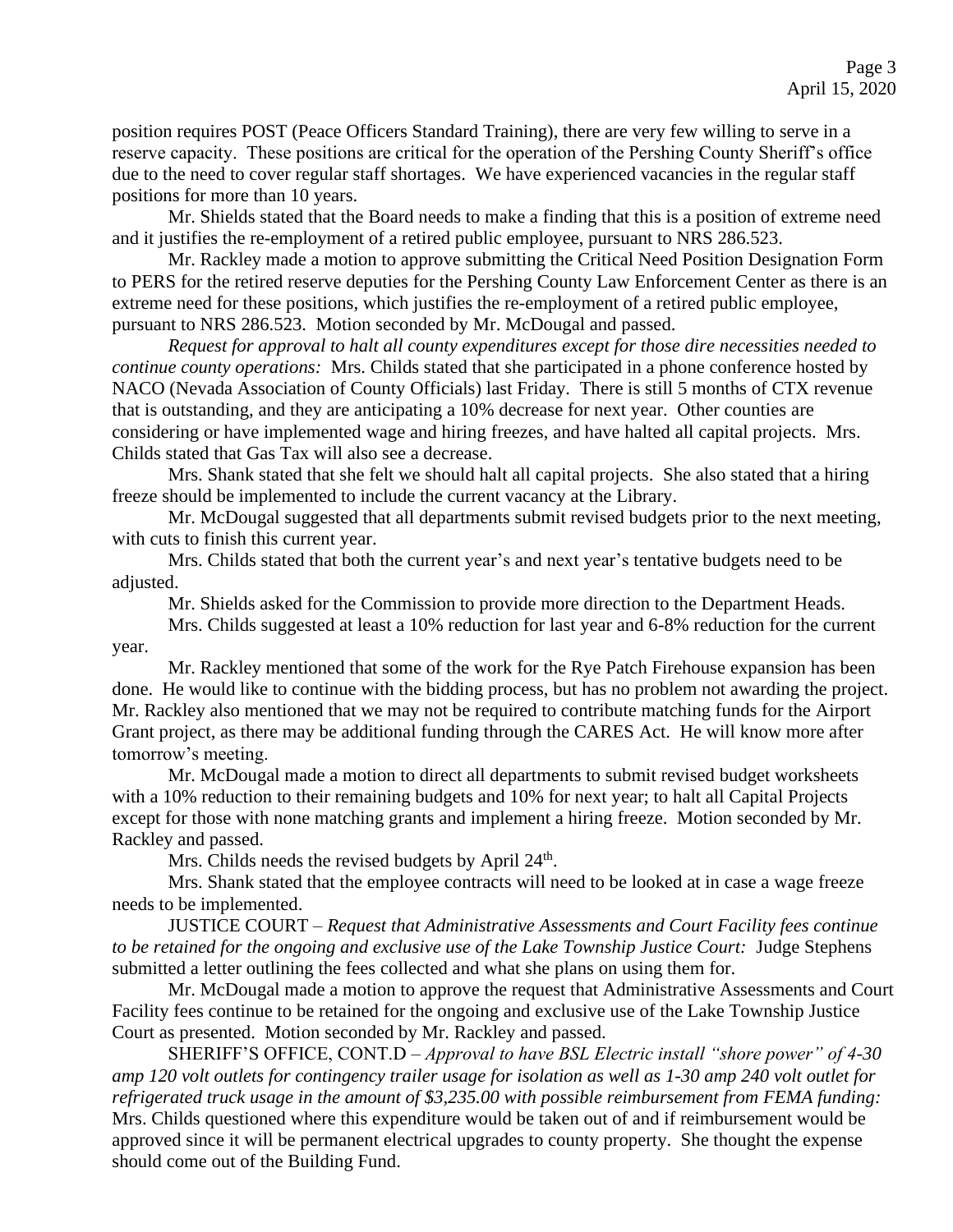position requires POST (Peace Officers Standard Training), there are very few willing to serve in a reserve capacity. These positions are critical for the operation of the Pershing County Sheriff's office due to the need to cover regular staff shortages. We have experienced vacancies in the regular staff positions for more than 10 years.

Mr. Shields stated that the Board needs to make a finding that this is a position of extreme need and it justifies the re-employment of a retired public employee, pursuant to NRS 286.523.

Mr. Rackley made a motion to approve submitting the Critical Need Position Designation Form to PERS for the retired reserve deputies for the Pershing County Law Enforcement Center as there is an extreme need for these positions, which justifies the re-employment of a retired public employee, pursuant to NRS 286.523. Motion seconded by Mr. McDougal and passed.

*Request for approval to halt all county expenditures except for those dire necessities needed to continue county operations:* Mrs. Childs stated that she participated in a phone conference hosted by NACO (Nevada Association of County Officials) last Friday. There is still 5 months of CTX revenue that is outstanding, and they are anticipating a 10% decrease for next year. Other counties are considering or have implemented wage and hiring freezes, and have halted all capital projects. Mrs. Childs stated that Gas Tax will also see a decrease.

Mrs. Shank stated that she felt we should halt all capital projects. She also stated that a hiring freeze should be implemented to include the current vacancy at the Library.

Mr. McDougal suggested that all departments submit revised budgets prior to the next meeting, with cuts to finish this current year.

Mrs. Childs stated that both the current year's and next year's tentative budgets need to be adjusted.

Mr. Shields asked for the Commission to provide more direction to the Department Heads.

Mrs. Childs suggested at least a 10% reduction for last year and 6-8% reduction for the current year.

Mr. Rackley mentioned that some of the work for the Rye Patch Firehouse expansion has been done. He would like to continue with the bidding process, but has no problem not awarding the project. Mr. Rackley also mentioned that we may not be required to contribute matching funds for the Airport Grant project, as there may be additional funding through the CARES Act. He will know more after tomorrow's meeting.

Mr. McDougal made a motion to direct all departments to submit revised budget worksheets with a 10% reduction to their remaining budgets and 10% for next year; to halt all Capital Projects except for those with none matching grants and implement a hiring freeze. Motion seconded by Mr. Rackley and passed.

Mrs. Childs needs the revised budgets by April 24th.

Mrs. Shank stated that the employee contracts will need to be looked at in case a wage freeze needs to be implemented.

JUSTICE COURT – *Request that Administrative Assessments and Court Facility fees continue to be retained for the ongoing and exclusive use of the Lake Township Justice Court:* Judge Stephens submitted a letter outlining the fees collected and what she plans on using them for.

Mr. McDougal made a motion to approve the request that Administrative Assessments and Court Facility fees continue to be retained for the ongoing and exclusive use of the Lake Township Justice Court as presented. Motion seconded by Mr. Rackley and passed.

SHERIFF'S OFFICE, CONT.D – *Approval to have BSL Electric install "shore power" of 4-30 amp 120 volt outlets for contingency trailer usage for isolation as well as 1-30 amp 240 volt outlet for refrigerated truck usage in the amount of $3,235.00 with possible reimbursement from FEMA funding:* Mrs. Childs questioned where this expenditure would be taken out of and if reimbursement would be approved since it will be permanent electrical upgrades to county property. She thought the expense should come out of the Building Fund.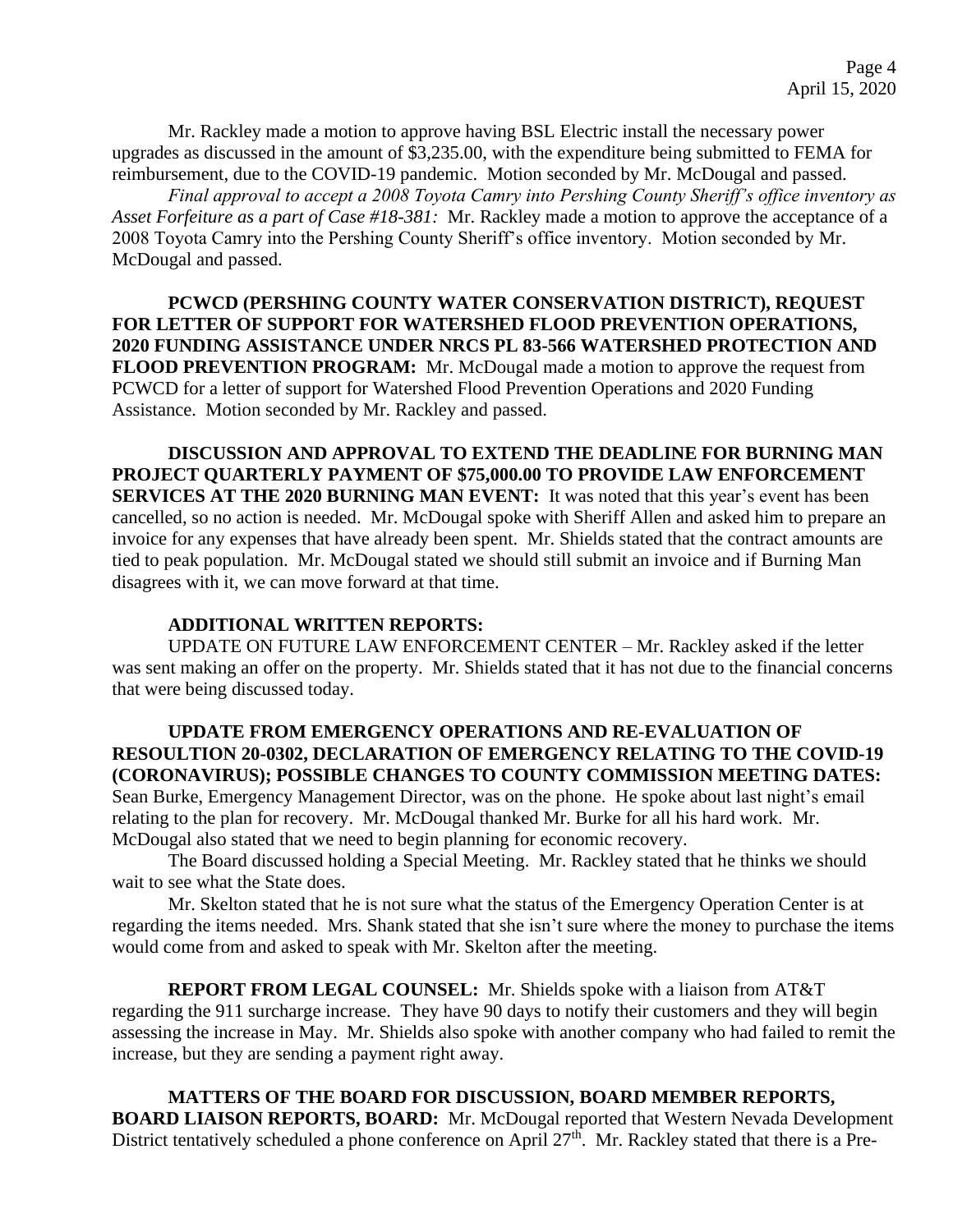Mr. Rackley made a motion to approve having BSL Electric install the necessary power upgrades as discussed in the amount of $3,235.00, with the expenditure being submitted to FEMA for reimbursement, due to the COVID-19 pandemic. Motion seconded by Mr. McDougal and passed.

*Final approval to accept a 2008 Toyota Camry into Pershing County Sheriff's office inventory as Asset Forfeiture as a part of Case #18-381:* Mr. Rackley made a motion to approve the acceptance of a 2008 Toyota Camry into the Pershing County Sheriff's office inventory. Motion seconded by Mr. McDougal and passed.

**PCWCD (PERSHING COUNTY WATER CONSERVATION DISTRICT), REQUEST FOR LETTER OF SUPPORT FOR WATERSHED FLOOD PREVENTION OPERATIONS, 2020 FUNDING ASSISTANCE UNDER NRCS PL 83-566 WATERSHED PROTECTION AND FLOOD PREVENTION PROGRAM:** Mr. McDougal made a motion to approve the request from PCWCD for a letter of support for Watershed Flood Prevention Operations and 2020 Funding Assistance. Motion seconded by Mr. Rackley and passed.

**DISCUSSION AND APPROVAL TO EXTEND THE DEADLINE FOR BURNING MAN PROJECT QUARTERLY PAYMENT OF $75,000.00 TO PROVIDE LAW ENFORCEMENT SERVICES AT THE 2020 BURNING MAN EVENT:** It was noted that this year's event has been cancelled, so no action is needed. Mr. McDougal spoke with Sheriff Allen and asked him to prepare an invoice for any expenses that have already been spent. Mr. Shields stated that the contract amounts are tied to peak population. Mr. McDougal stated we should still submit an invoice and if Burning Man disagrees with it, we can move forward at that time.

**ADDITIONAL WRITTEN REPORTS:**

UPDATE ON FUTURE LAW ENFORCEMENT CENTER – Mr. Rackley asked if the letter was sent making an offer on the property. Mr. Shields stated that it has not due to the financial concerns that were being discussed today.

**UPDATE FROM EMERGENCY OPERATIONS AND RE-EVALUATION OF RESOULTION 20-0302, DECLARATION OF EMERGENCY RELATING TO THE COVID-19 (CORONAVIRUS); POSSIBLE CHANGES TO COUNTY COMMISSION MEETING DATES:** Sean Burke, Emergency Management Director, was on the phone. He spoke about last night's email relating to the plan for recovery. Mr. McDougal thanked Mr. Burke for all his hard work. Mr. McDougal also stated that we need to begin planning for economic recovery.

The Board discussed holding a Special Meeting. Mr. Rackley stated that he thinks we should wait to see what the State does.

Mr. Skelton stated that he is not sure what the status of the Emergency Operation Center is at regarding the items needed. Mrs. Shank stated that she isn't sure where the money to purchase the items would come from and asked to speak with Mr. Skelton after the meeting.

**REPORT FROM LEGAL COUNSEL:** Mr. Shields spoke with a liaison from AT&T regarding the 911 surcharge increase. They have 90 days to notify their customers and they will begin assessing the increase in May. Mr. Shields also spoke with another company who had failed to remit the increase, but they are sending a payment right away.

**MATTERS OF THE BOARD FOR DISCUSSION, BOARD MEMBER REPORTS, BOARD LIAISON REPORTS, BOARD:** Mr. McDougal reported that Western Nevada Development District tentatively scheduled a phone conference on April 27th. Mr. Rackley stated that there is a Pre-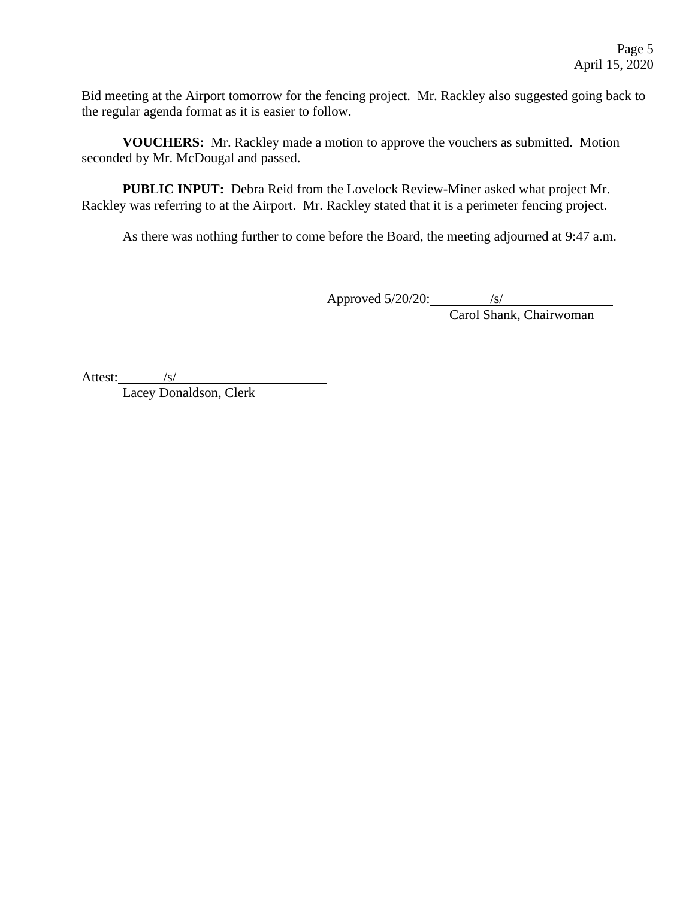Bid meeting at the Airport tomorrow for the fencing project. Mr. Rackley also suggested going back to the regular agenda format as it is easier to follow.

**VOUCHERS:** Mr. Rackley made a motion to approve the vouchers as submitted. Motion seconded by Mr. McDougal and passed.

**PUBLIC INPUT:** Debra Reid from the Lovelock Review-Miner asked what project Mr. Rackley was referring to at the Airport. Mr. Rackley stated that it is a perimeter fencing project.

As there was nothing further to come before the Board, the meeting adjourned at 9:47 a.m.

Approved 5/20/20: /s/
Carol Shank, Chairwoman

Attest: /s/
Lacey Donaldson, Clerk